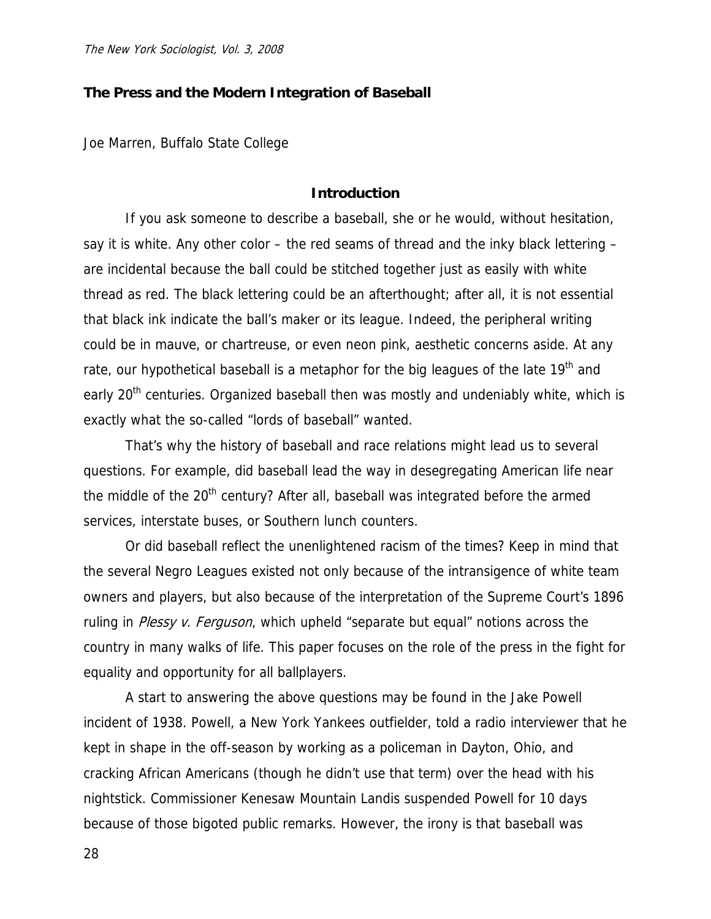## The Press and the Modern Integration of Baseball

Joe Marren, Buffalo State College

### Introduction

If you ask someone to describe a baseball, she or he would, without hesitation, say it is white. Any other color – the red seams of thread and the inky black lettering – are incidental because the ball could be stitched together just as easily with white thread as red. The black lettering could be an afterthought; after all, it is not essential that black ink indicate the ball's maker or its league. Indeed, the peripheral writing could be in mauve, or chartreuse, or even neon pink, aesthetic concerns aside. At any rate, our hypothetical baseball is a metaphor for the big leagues of the late 19th and early 20th centuries. Organized baseball then was mostly and undeniably white, which is exactly what the so-called "lords of baseball" wanted.

That's why the history of baseball and race relations might lead us to several questions. For example, did baseball lead the way in desegregating American life near the middle of the 20th century? After all, baseball was integrated before the armed services, interstate buses, or Southern lunch counters.

Or did baseball reflect the unenlightened racism of the times? Keep in mind that the several Negro Leagues existed not only because of the intransigence of white team owners and players, but also because of the interpretation of the Supreme Court's 1896 ruling in *Plessy v. Ferguson*, which upheld "separate but equal" notions across the country in many walks of life. This paper focuses on the role of the press in the fight for equality and opportunity for all ballplayers.

A start to answering the above questions may be found in the Jake Powell incident of 1938. Powell, a New York Yankees outfielder, told a radio interviewer that he kept in shape in the off-season by working as a policeman in Dayton, Ohio, and cracking African Americans (though he didn't use that term) over the head with his nightstick. Commissioner Kenesaw Mountain Landis suspended Powell for 10 days because of those bigoted public remarks. However, the irony is that baseball was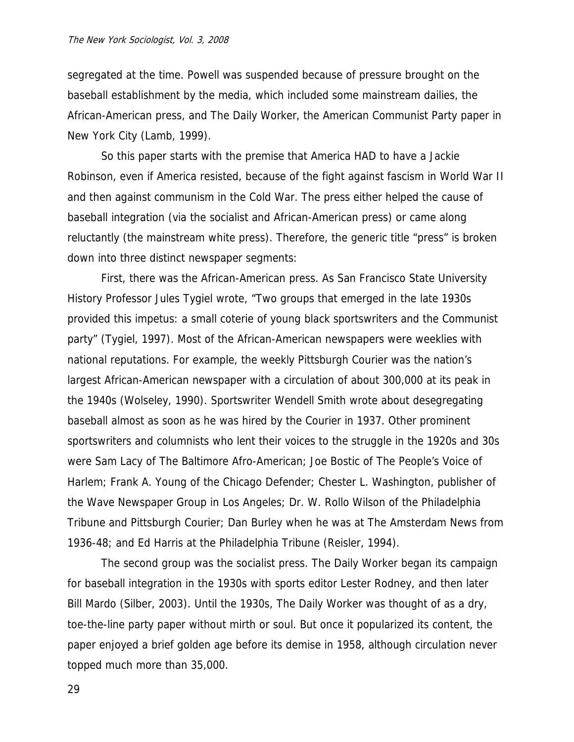segregated at the time. Powell was suspended because of pressure brought on the baseball establishment by the media, which included some mainstream dailies, the African-American press, and The Daily Worker, the American Communist Party paper in New York City (Lamb, 1999).

So this paper starts with the premise that America HAD to have a Jackie Robinson, even if America resisted, because of the fight against fascism in World War II and then against communism in the Cold War. The press either helped the cause of baseball integration (via the socialist and African-American press) or came along reluctantly (the mainstream white press). Therefore, the generic title "press" is broken down into three distinct newspaper segments:

First, there was the African-American press. As San Francisco State University History Professor Jules Tygiel wrote, "Two groups that emerged in the late 1930s provided this impetus: a small coterie of young black sportswriters and the Communist party" (Tygiel, 1997). Most of the African-American newspapers were weeklies with national reputations. For example, the weekly Pittsburgh Courier was the nation's largest African-American newspaper with a circulation of about 300,000 at its peak in the 1940s (Wolseley, 1990). Sportswriter Wendell Smith wrote about desegregating baseball almost as soon as he was hired by the Courier in 1937. Other prominent sportswriters and columnists who lent their voices to the struggle in the 1920s and 30s were Sam Lacy of The Baltimore Afro-American; Joe Bostic of The People's Voice of Harlem; Frank A. Young of the Chicago Defender; Chester L. Washington, publisher of the Wave Newspaper Group in Los Angeles; Dr. W. Rollo Wilson of the Philadelphia Tribune and Pittsburgh Courier; Dan Burley when he was at The Amsterdam News from 1936-48; and Ed Harris at the Philadelphia Tribune (Reisler, 1994).

The second group was the socialist press. The Daily Worker began its campaign for baseball integration in the 1930s with sports editor Lester Rodney, and then later Bill Mardo (Silber, 2003). Until the 1930s, The Daily Worker was thought of as a dry, toe-the-line party paper without mirth or soul. But once it popularized its content, the paper enjoyed a brief golden age before its demise in 1958, although circulation never topped much more than 35,000.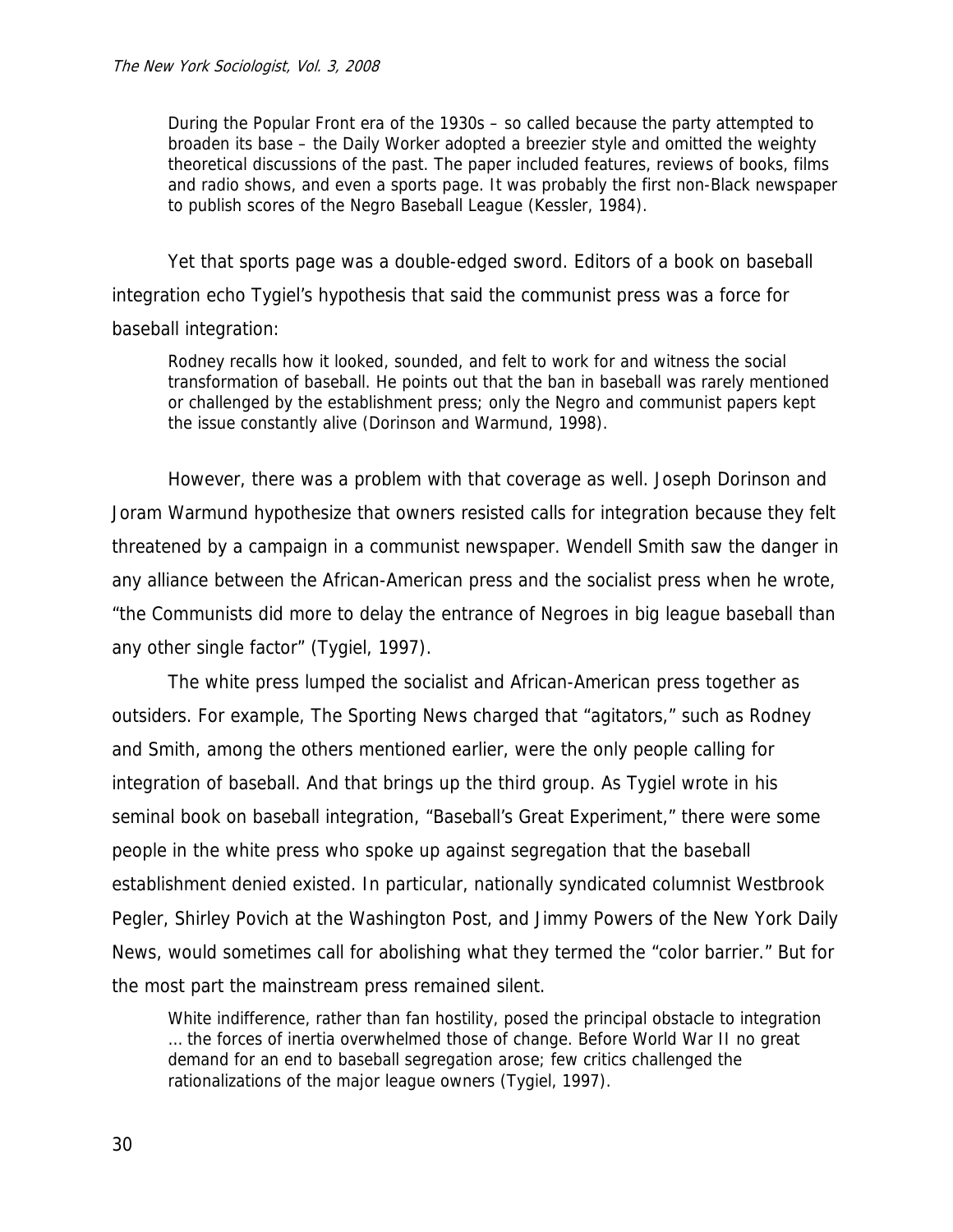> During the Popular Front era of the 1930s – so called because the party attempted to broaden its base – the Daily Worker adopted a breezier style and omitted the weighty theoretical discussions of the past. The paper included features, reviews of books, films and radio shows, and even a sports page. It was probably the first non-Black newspaper to publish scores of the Negro Baseball League (Kessler, 1984).

Yet that sports page was a double-edged sword. Editors of a book on baseball integration echo Tygiel's hypothesis that said the communist press was a force for baseball integration:

> Rodney recalls how it looked, sounded, and felt to work for and witness the social transformation of baseball. He points out that the ban in baseball was rarely mentioned or challenged by the establishment press; only the Negro and communist papers kept the issue constantly alive (Dorinson and Warmund, 1998).

However, there was a problem with that coverage as well. Joseph Dorinson and Joram Warmund hypothesize that owners resisted calls for integration because they felt threatened by a campaign in a communist newspaper. Wendell Smith saw the danger in any alliance between the African-American press and the socialist press when he wrote, "the Communists did more to delay the entrance of Negroes in big league baseball than any other single factor" (Tygiel, 1997).

The white press lumped the socialist and African-American press together as outsiders. For example, The Sporting News charged that "agitators," such as Rodney and Smith, among the others mentioned earlier, were the only people calling for integration of baseball. And that brings up the third group. As Tygiel wrote in his seminal book on baseball integration, "Baseball's Great Experiment," there were some people in the white press who spoke up against segregation that the baseball establishment denied existed. In particular, nationally syndicated columnist Westbrook Pegler, Shirley Povich at the Washington Post, and Jimmy Powers of the New York Daily News, would sometimes call for abolishing what they termed the "color barrier." But for the most part the mainstream press remained silent.

> White indifference, rather than fan hostility, posed the principal obstacle to integration … the forces of inertia overwhelmed those of change. Before World War II no great demand for an end to baseball segregation arose; few critics challenged the rationalizations of the major league owners (Tygiel, 1997).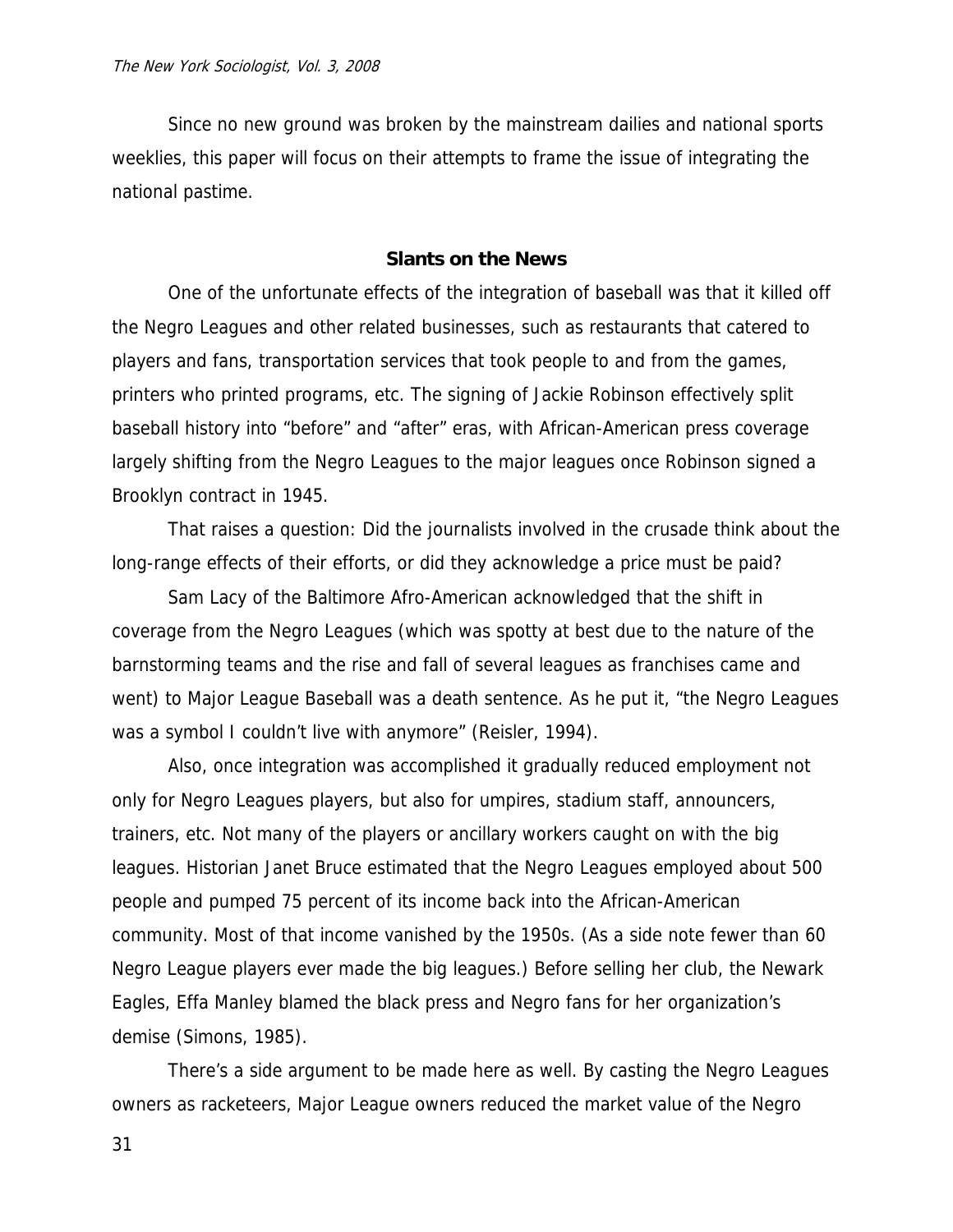Since no new ground was broken by the mainstream dailies and national sports weeklies, this paper will focus on their attempts to frame the issue of integrating the national pastime.

## Slants on the News

One of the unfortunate effects of the integration of baseball was that it killed off the Negro Leagues and other related businesses, such as restaurants that catered to players and fans, transportation services that took people to and from the games, printers who printed programs, etc. The signing of Jackie Robinson effectively split baseball history into "before" and "after" eras, with African-American press coverage largely shifting from the Negro Leagues to the major leagues once Robinson signed a Brooklyn contract in 1945.

That raises a question: Did the journalists involved in the crusade think about the long-range effects of their efforts, or did they acknowledge a price must be paid?

Sam Lacy of the Baltimore Afro-American acknowledged that the shift in coverage from the Negro Leagues (which was spotty at best due to the nature of the barnstorming teams and the rise and fall of several leagues as franchises came and went) to Major League Baseball was a death sentence. As he put it, "the Negro Leagues was a symbol I couldn't live with anymore" (Reisler, 1994).

Also, once integration was accomplished it gradually reduced employment not only for Negro Leagues players, but also for umpires, stadium staff, announcers, trainers, etc. Not many of the players or ancillary workers caught on with the big leagues. Historian Janet Bruce estimated that the Negro Leagues employed about 500 people and pumped 75 percent of its income back into the African-American community. Most of that income vanished by the 1950s. (As a side note fewer than 60 Negro League players ever made the big leagues.) Before selling her club, the Newark Eagles, Effa Manley blamed the black press and Negro fans for her organization's demise (Simons, 1985).

There's a side argument to be made here as well. By casting the Negro Leagues owners as racketeers, Major League owners reduced the market value of the Negro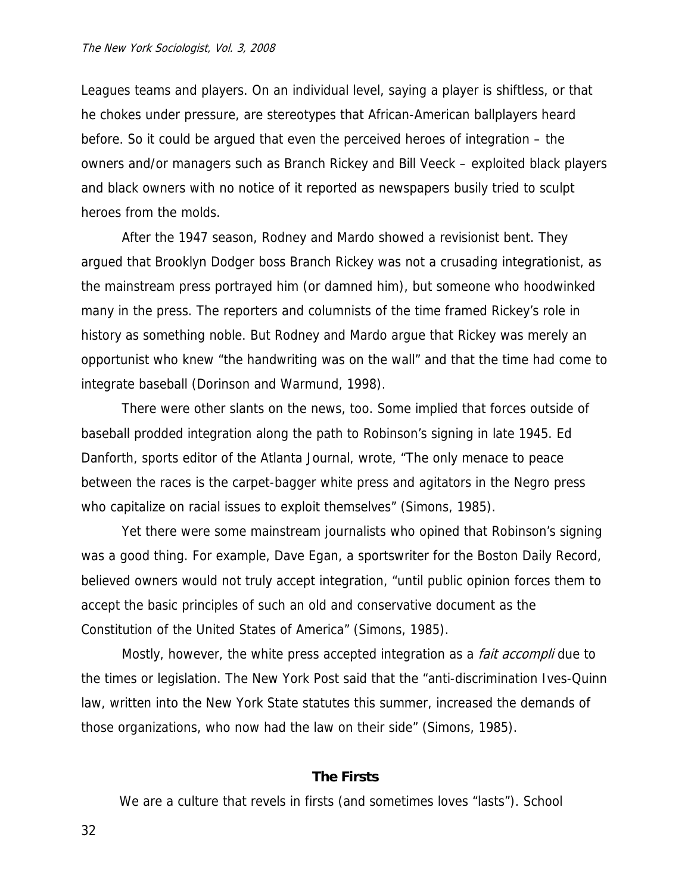Leagues teams and players. On an individual level, saying a player is shiftless, or that he chokes under pressure, are stereotypes that African-American ballplayers heard before. So it could be argued that even the perceived heroes of integration – the owners and/or managers such as Branch Rickey and Bill Veeck – exploited black players and black owners with no notice of it reported as newspapers busily tried to sculpt heroes from the molds.

After the 1947 season, Rodney and Mardo showed a revisionist bent. They argued that Brooklyn Dodger boss Branch Rickey was not a crusading integrationist, as the mainstream press portrayed him (or damned him), but someone who hoodwinked many in the press. The reporters and columnists of the time framed Rickey's role in history as something noble. But Rodney and Mardo argue that Rickey was merely an opportunist who knew "the handwriting was on the wall" and that the time had come to integrate baseball (Dorinson and Warmund, 1998).

There were other slants on the news, too. Some implied that forces outside of baseball prodded integration along the path to Robinson's signing in late 1945. Ed Danforth, sports editor of the Atlanta Journal, wrote, "The only menace to peace between the races is the carpet-bagger white press and agitators in the Negro press who capitalize on racial issues to exploit themselves" (Simons, 1985).

Yet there were some mainstream journalists who opined that Robinson's signing was a good thing. For example, Dave Egan, a sportswriter for the Boston Daily Record, believed owners would not truly accept integration, "until public opinion forces them to accept the basic principles of such an old and conservative document as the Constitution of the United States of America" (Simons, 1985).

Mostly, however, the white press accepted integration as a *fait accompli* due to the times or legislation. The New York Post said that the "anti-discrimination Ives-Quinn law, written into the New York State statutes this summer, increased the demands of those organizations, who now had the law on their side" (Simons, 1985).

## The Firsts

We are a culture that revels in firsts (and sometimes loves "lasts"). School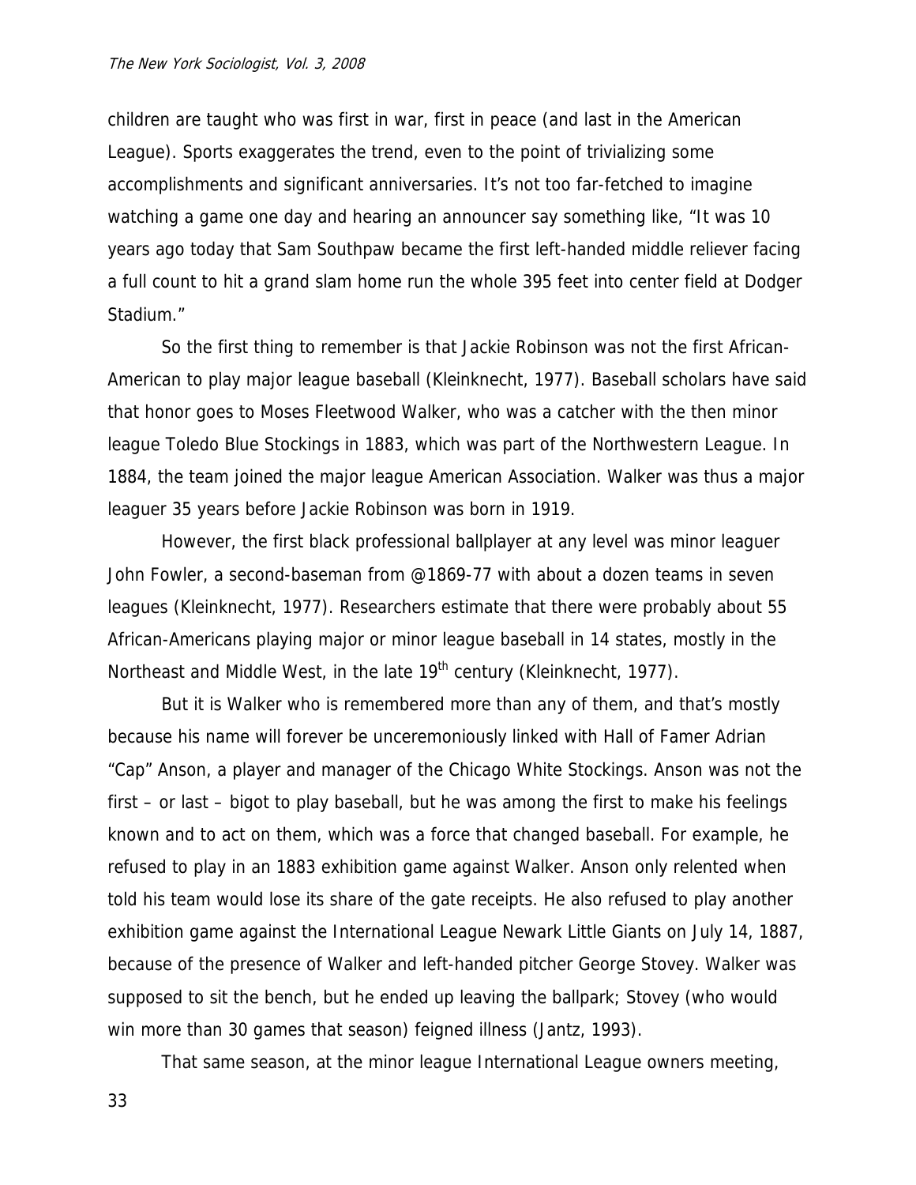children are taught who was first in war, first in peace (and last in the American League). Sports exaggerates the trend, even to the point of trivializing some accomplishments and significant anniversaries. It's not too far-fetched to imagine watching a game one day and hearing an announcer say something like, "It was 10 years ago today that Sam Southpaw became the first left-handed middle reliever facing a full count to hit a grand slam home run the whole 395 feet into center field at Dodger Stadium."

So the first thing to remember is that Jackie Robinson was not the first African-American to play major league baseball (Kleinknecht, 1977). Baseball scholars have said that honor goes to Moses Fleetwood Walker, who was a catcher with the then minor league Toledo Blue Stockings in 1883, which was part of the Northwestern League. In 1884, the team joined the major league American Association. Walker was thus a major leaguer 35 years before Jackie Robinson was born in 1919.

However, the first black professional ballplayer at any level was minor leaguer John Fowler, a second-baseman from @1869-77 with about a dozen teams in seven leagues (Kleinknecht, 1977). Researchers estimate that there were probably about 55 African-Americans playing major or minor league baseball in 14 states, mostly in the Northeast and Middle West, in the late 19th century (Kleinknecht, 1977).

But it is Walker who is remembered more than any of them, and that's mostly because his name will forever be unceremoniously linked with Hall of Famer Adrian "Cap" Anson, a player and manager of the Chicago White Stockings. Anson was not the first – or last – bigot to play baseball, but he was among the first to make his feelings known and to act on them, which was a force that changed baseball. For example, he refused to play in an 1883 exhibition game against Walker. Anson only relented when told his team would lose its share of the gate receipts. He also refused to play another exhibition game against the International League Newark Little Giants on July 14, 1887, because of the presence of Walker and left-handed pitcher George Stovey. Walker was supposed to sit the bench, but he ended up leaving the ballpark; Stovey (who would win more than 30 games that season) feigned illness (Jantz, 1993).

That same season, at the minor league International League owners meeting,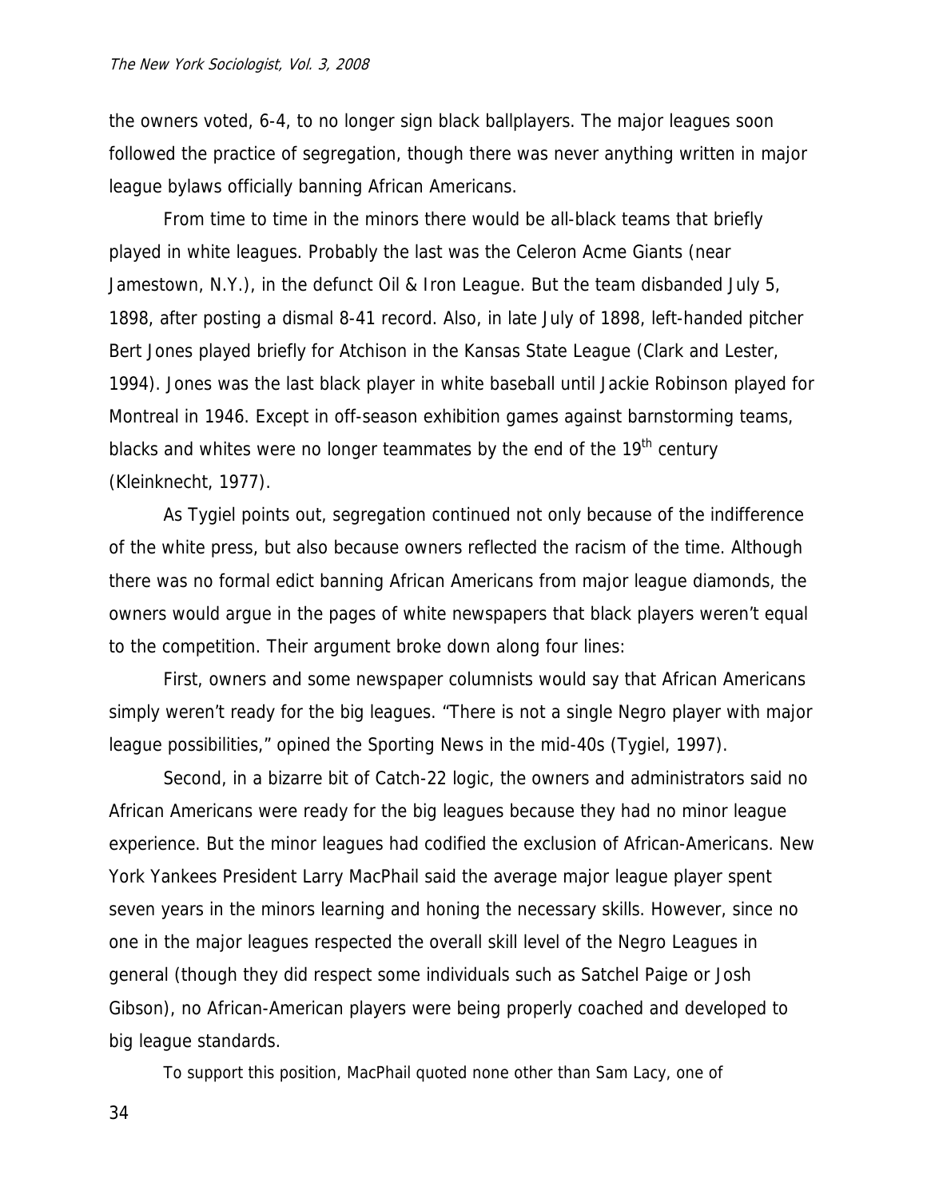the owners voted, 6-4, to no longer sign black ballplayers. The major leagues soon followed the practice of segregation, though there was never anything written in major league bylaws officially banning African Americans.

From time to time in the minors there would be all-black teams that briefly played in white leagues. Probably the last was the Celeron Acme Giants (near Jamestown, N.Y.), in the defunct Oil & Iron League. But the team disbanded July 5, 1898, after posting a dismal 8-41 record. Also, in late July of 1898, left-handed pitcher Bert Jones played briefly for Atchison in the Kansas State League (Clark and Lester, 1994). Jones was the last black player in white baseball until Jackie Robinson played for Montreal in 1946. Except in off-season exhibition games against barnstorming teams, blacks and whites were no longer teammates by the end of the 19th century (Kleinknecht, 1977).

As Tygiel points out, segregation continued not only because of the indifference of the white press, but also because owners reflected the racism of the time. Although there was no formal edict banning African Americans from major league diamonds, the owners would argue in the pages of white newspapers that black players weren't equal to the competition. Their argument broke down along four lines:

First, owners and some newspaper columnists would say that African Americans simply weren't ready for the big leagues. "There is not a single Negro player with major league possibilities," opined the Sporting News in the mid-40s (Tygiel, 1997).

Second, in a bizarre bit of Catch-22 logic, the owners and administrators said no African Americans were ready for the big leagues because they had no minor league experience. But the minor leagues had codified the exclusion of African-Americans. New York Yankees President Larry MacPhail said the average major league player spent seven years in the minors learning and honing the necessary skills. However, since no one in the major leagues respected the overall skill level of the Negro Leagues in general (though they did respect some individuals such as Satchel Paige or Josh Gibson), no African-American players were being properly coached and developed to big league standards.

To support this position, MacPhail quoted none other than Sam Lacy, one of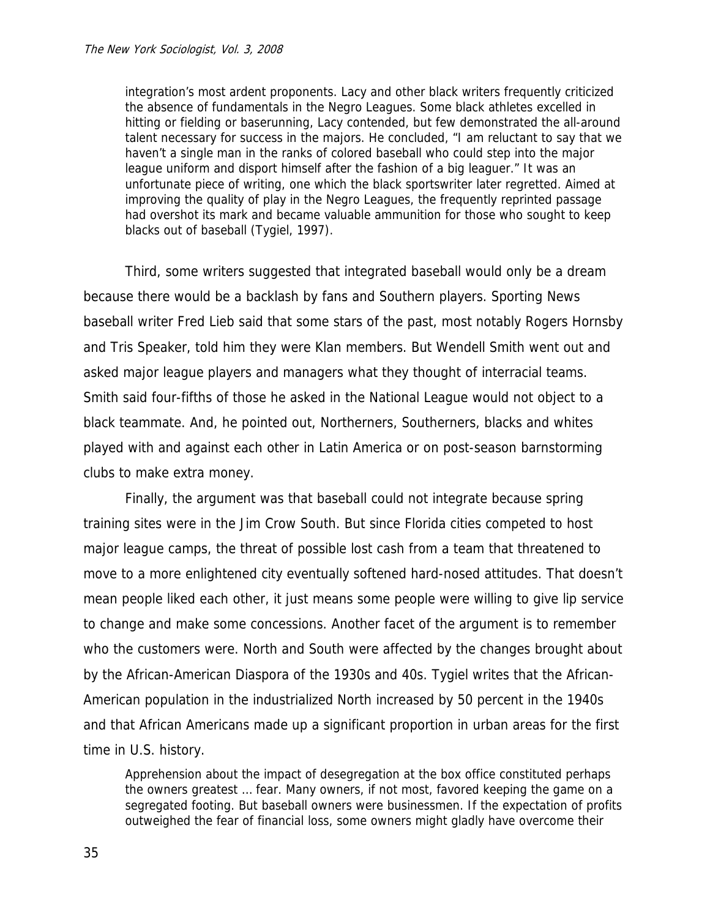> integration's most ardent proponents. Lacy and other black writers frequently criticized the absence of fundamentals in the Negro Leagues. Some black athletes excelled in hitting or fielding or baserunning, Lacy contended, but few demonstrated the all-around talent necessary for success in the majors. He concluded, "I am reluctant to say that we haven't a single man in the ranks of colored baseball who could step into the major league uniform and disport himself after the fashion of a big leaguer." It was an unfortunate piece of writing, one which the black sportswriter later regretted. Aimed at improving the quality of play in the Negro Leagues, the frequently reprinted passage had overshot its mark and became valuable ammunition for those who sought to keep blacks out of baseball (Tygiel, 1997).

Third, some writers suggested that integrated baseball would only be a dream because there would be a backlash by fans and Southern players. Sporting News baseball writer Fred Lieb said that some stars of the past, most notably Rogers Hornsby and Tris Speaker, told him they were Klan members. But Wendell Smith went out and asked major league players and managers what they thought of interracial teams. Smith said four-fifths of those he asked in the National League would not object to a black teammate. And, he pointed out, Northerners, Southerners, blacks and whites played with and against each other in Latin America or on post-season barnstorming clubs to make extra money.

Finally, the argument was that baseball could not integrate because spring training sites were in the Jim Crow South. But since Florida cities competed to host major league camps, the threat of possible lost cash from a team that threatened to move to a more enlightened city eventually softened hard-nosed attitudes. That doesn't mean people liked each other, it just means some people were willing to give lip service to change and make some concessions. Another facet of the argument is to remember who the customers were. North and South were affected by the changes brought about by the African-American Diaspora of the 1930s and 40s. Tygiel writes that the African-American population in the industrialized North increased by 50 percent in the 1940s and that African Americans made up a significant proportion in urban areas for the first time in U.S. history.

> Apprehension about the impact of desegregation at the box office constituted perhaps the owners greatest ... fear. Many owners, if not most, favored keeping the game on a segregated footing. But baseball owners were businessmen. If the expectation of profits outweighed the fear of financial loss, some owners might gladly have overcome their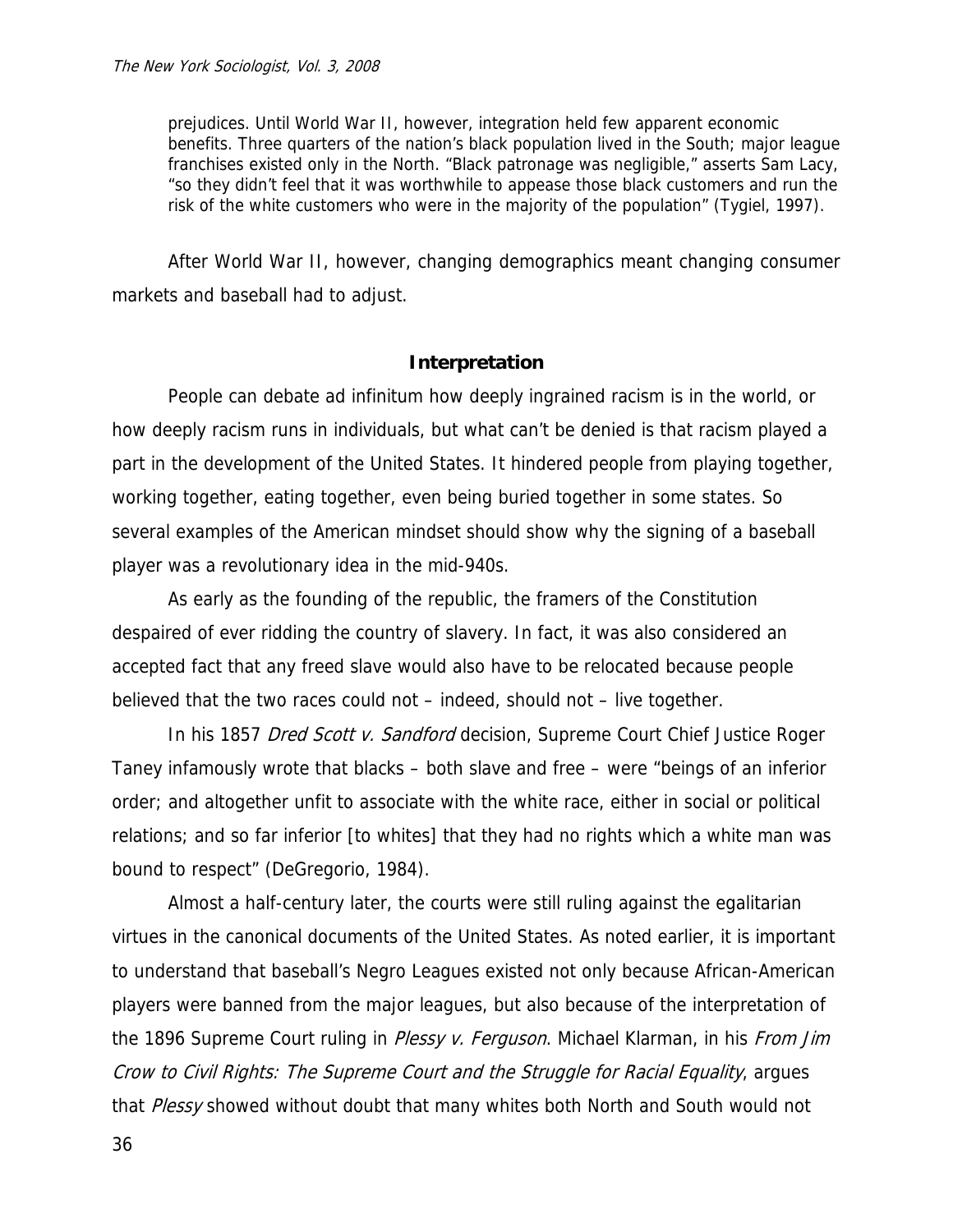> prejudices. Until World War II, however, integration held few apparent economic benefits. Three quarters of the nation's black population lived in the South; major league franchises existed only in the North. "Black patronage was negligible," asserts Sam Lacy, "so they didn't feel that it was worthwhile to appease those black customers and run the risk of the white customers who were in the majority of the population" (Tygiel, 1997).

After World War II, however, changing demographics meant changing consumer markets and baseball had to adjust.

## Interpretation

People can debate ad infinitum how deeply ingrained racism is in the world, or how deeply racism runs in individuals, but what can't be denied is that racism played a part in the development of the United States. It hindered people from playing together, working together, eating together, even being buried together in some states. So several examples of the American mindset should show why the signing of a baseball player was a revolutionary idea in the mid-940s.

As early as the founding of the republic, the framers of the Constitution despaired of ever ridding the country of slavery. In fact, it was also considered an accepted fact that any freed slave would also have to be relocated because people believed that the two races could not – indeed, should not – live together.

In his 1857 *Dred Scott v. Sandford* decision, Supreme Court Chief Justice Roger Taney infamously wrote that blacks – both slave and free – were "beings of an inferior order; and altogether unfit to associate with the white race, either in social or political relations; and so far inferior [to whites] that they had no rights which a white man was bound to respect" (DeGregorio, 1984).

Almost a half-century later, the courts were still ruling against the egalitarian virtues in the canonical documents of the United States. As noted earlier, it is important to understand that baseball's Negro Leagues existed not only because African-American players were banned from the major leagues, but also because of the interpretation of the 1896 Supreme Court ruling in *Plessy v. Ferguson*. Michael Klarman, in his *From Jim Crow to Civil Rights: The Supreme Court and the Struggle for Racial Equality*, argues that *Plessy* showed without doubt that many whites both North and South would not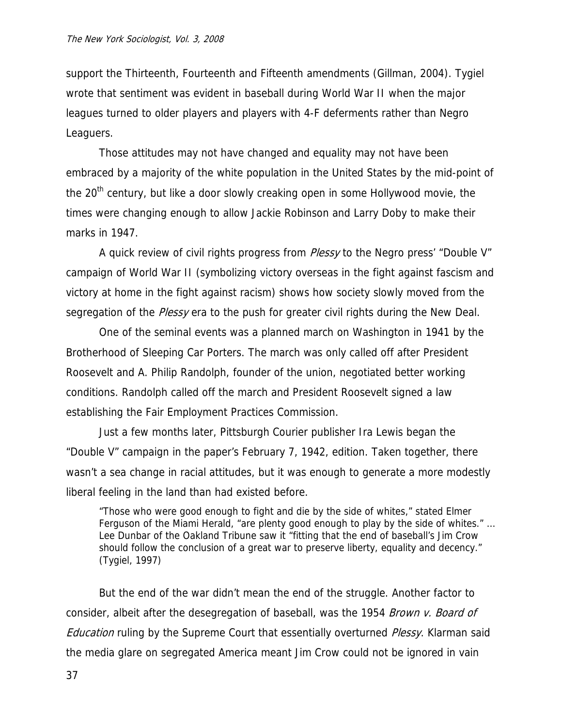support the Thirteenth, Fourteenth and Fifteenth amendments (Gillman, 2004). Tygiel wrote that sentiment was evident in baseball during World War II when the major leagues turned to older players and players with 4-F deferments rather than Negro Leaguers.

Those attitudes may not have changed and equality may not have been embraced by a majority of the white population in the United States by the mid-point of the 20th century, but like a door slowly creaking open in some Hollywood movie, the times were changing enough to allow Jackie Robinson and Larry Doby to make their marks in 1947.

A quick review of civil rights progress from *Plessy* to the Negro press' "Double V" campaign of World War II (symbolizing victory overseas in the fight against fascism and victory at home in the fight against racism) shows how society slowly moved from the segregation of the *Plessy* era to the push for greater civil rights during the New Deal.

One of the seminal events was a planned march on Washington in 1941 by the Brotherhood of Sleeping Car Porters. The march was only called off after President Roosevelt and A. Philip Randolph, founder of the union, negotiated better working conditions. Randolph called off the march and President Roosevelt signed a law establishing the Fair Employment Practices Commission.

Just a few months later, Pittsburgh Courier publisher Ira Lewis began the "Double V" campaign in the paper's February 7, 1942, edition. Taken together, there wasn't a sea change in racial attitudes, but it was enough to generate a more modestly liberal feeling in the land than had existed before.

> "Those who were good enough to fight and die by the side of whites," stated Elmer Ferguson of the Miami Herald, "are plenty good enough to play by the side of whites." … Lee Dunbar of the Oakland Tribune saw it "fitting that the end of baseball's Jim Crow should follow the conclusion of a great war to preserve liberty, equality and decency." (Tygiel, 1997)

But the end of the war didn't mean the end of the struggle. Another factor to consider, albeit after the desegregation of baseball, was the 1954 *Brown v. Board of Education* ruling by the Supreme Court that essentially overturned *Plessy*. Klarman said the media glare on segregated America meant Jim Crow could not be ignored in vain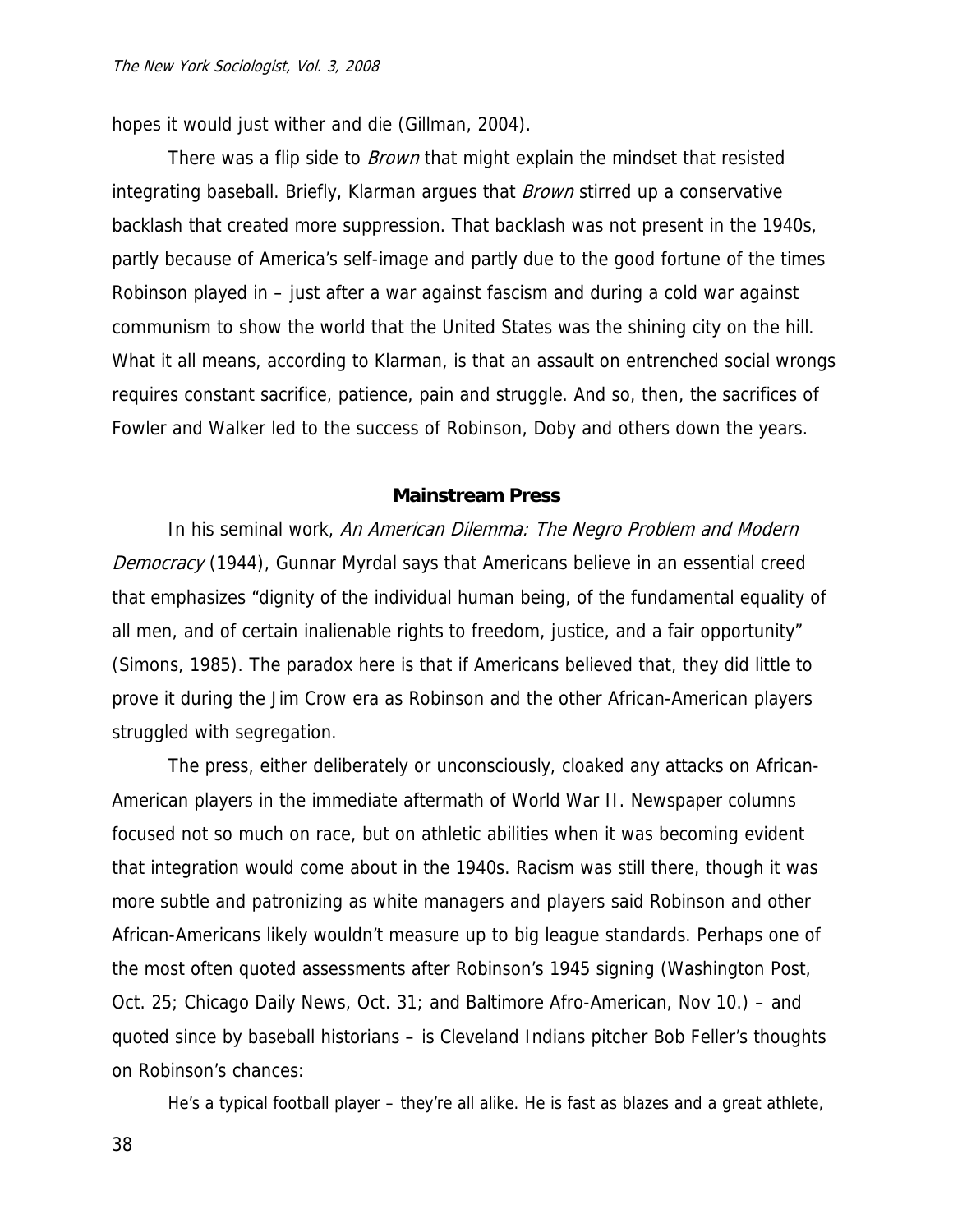hopes it would just wither and die (Gillman, 2004).

There was a flip side to *Brown* that might explain the mindset that resisted integrating baseball. Briefly, Klarman argues that *Brown* stirred up a conservative backlash that created more suppression. That backlash was not present in the 1940s, partly because of America's self-image and partly due to the good fortune of the times Robinson played in – just after a war against fascism and during a cold war against communism to show the world that the United States was the shining city on the hill. What it all means, according to Klarman, is that an assault on entrenched social wrongs requires constant sacrifice, patience, pain and struggle. And so, then, the sacrifices of Fowler and Walker led to the success of Robinson, Doby and others down the years.

## Mainstream Press

In his seminal work, *An American Dilemma: The Negro Problem and Modern Democracy* (1944), Gunnar Myrdal says that Americans believe in an essential creed that emphasizes "dignity of the individual human being, of the fundamental equality of all men, and of certain inalienable rights to freedom, justice, and a fair opportunity" (Simons, 1985). The paradox here is that if Americans believed that, they did little to prove it during the Jim Crow era as Robinson and the other African-American players struggled with segregation.

The press, either deliberately or unconsciously, cloaked any attacks on African-American players in the immediate aftermath of World War II. Newspaper columns focused not so much on race, but on athletic abilities when it was becoming evident that integration would come about in the 1940s. Racism was still there, though it was more subtle and patronizing as white managers and players said Robinson and other African-Americans likely wouldn't measure up to big league standards. Perhaps one of the most often quoted assessments after Robinson's 1945 signing (Washington Post, Oct. 25; Chicago Daily News, Oct. 31; and Baltimore Afro-American, Nov 10.) – and quoted since by baseball historians – is Cleveland Indians pitcher Bob Feller's thoughts on Robinson's chances:

> He's a typical football player – they're all alike. He is fast as blazes and a great athlete,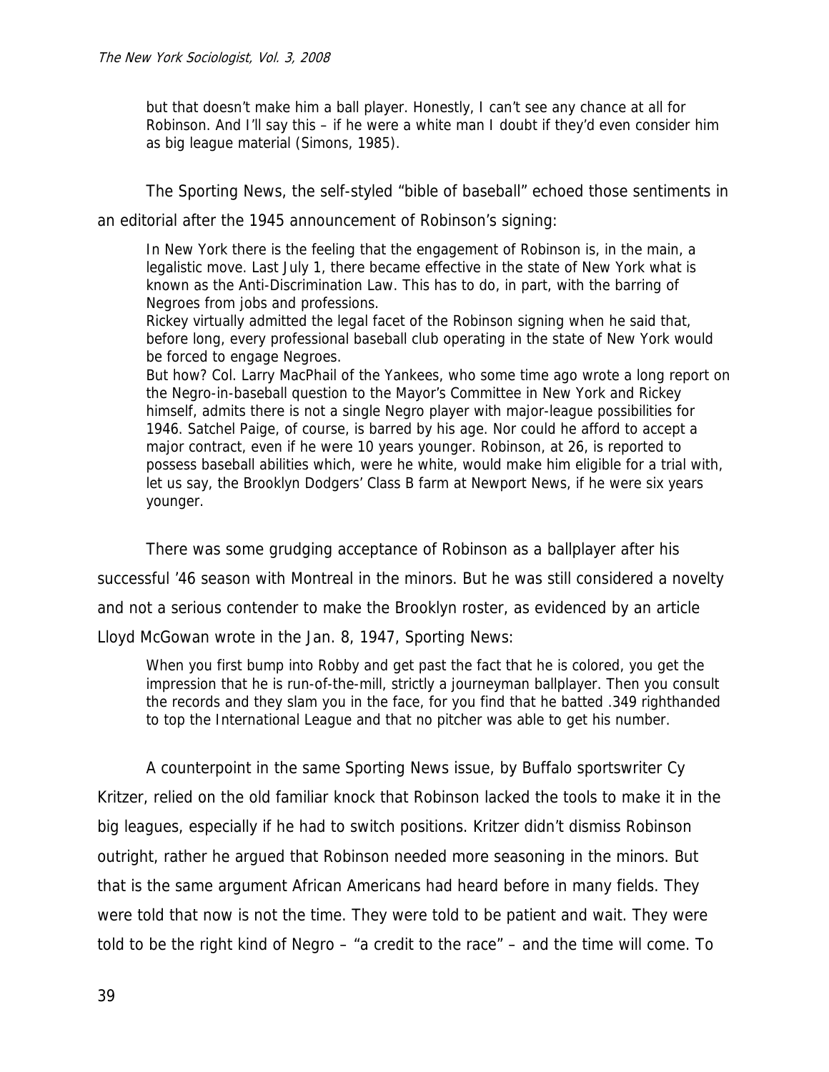> but that doesn't make him a ball player. Honestly, I can't see any chance at all for Robinson. And I'll say this – if he were a white man I doubt if they'd even consider him as big league material (Simons, 1985).

The Sporting News, the self-styled "bible of baseball" echoed those sentiments in an editorial after the 1945 announcement of Robinson's signing:

> In New York there is the feeling that the engagement of Robinson is, in the main, a legalistic move. Last July 1, there became effective in the state of New York what is known as the Anti-Discrimination Law. This has to do, in part, with the barring of Negroes from jobs and professions.
> Rickey virtually admitted the legal facet of the Robinson signing when he said that, before long, every professional baseball club operating in the state of New York would be forced to engage Negroes.
> But how? Col. Larry MacPhail of the Yankees, who some time ago wrote a long report on the Negro-in-baseball question to the Mayor's Committee in New York and Rickey himself, admits there is not a single Negro player with major-league possibilities for 1946. Satchel Paige, of course, is barred by his age. Nor could he afford to accept a major contract, even if he were 10 years younger. Robinson, at 26, is reported to possess baseball abilities which, were he white, would make him eligible for a trial with, let us say, the Brooklyn Dodgers' Class B farm at Newport News, if he were six years younger.

There was some grudging acceptance of Robinson as a ballplayer after his successful '46 season with Montreal in the minors. But he was still considered a novelty and not a serious contender to make the Brooklyn roster, as evidenced by an article Lloyd McGowan wrote in the Jan. 8, 1947, Sporting News:

> When you first bump into Robby and get past the fact that he is colored, you get the impression that he is run-of-the-mill, strictly a journeyman ballplayer. Then you consult the records and they slam you in the face, for you find that he batted .349 righthanded to top the International League and that no pitcher was able to get his number.

A counterpoint in the same Sporting News issue, by Buffalo sportswriter Cy Kritzer, relied on the old familiar knock that Robinson lacked the tools to make it in the big leagues, especially if he had to switch positions. Kritzer didn't dismiss Robinson outright, rather he argued that Robinson needed more seasoning in the minors. But that is the same argument African Americans had heard before in many fields. They were told that now is not the time. They were told to be patient and wait. They were told to be the right kind of Negro – "a credit to the race" – and the time will come. To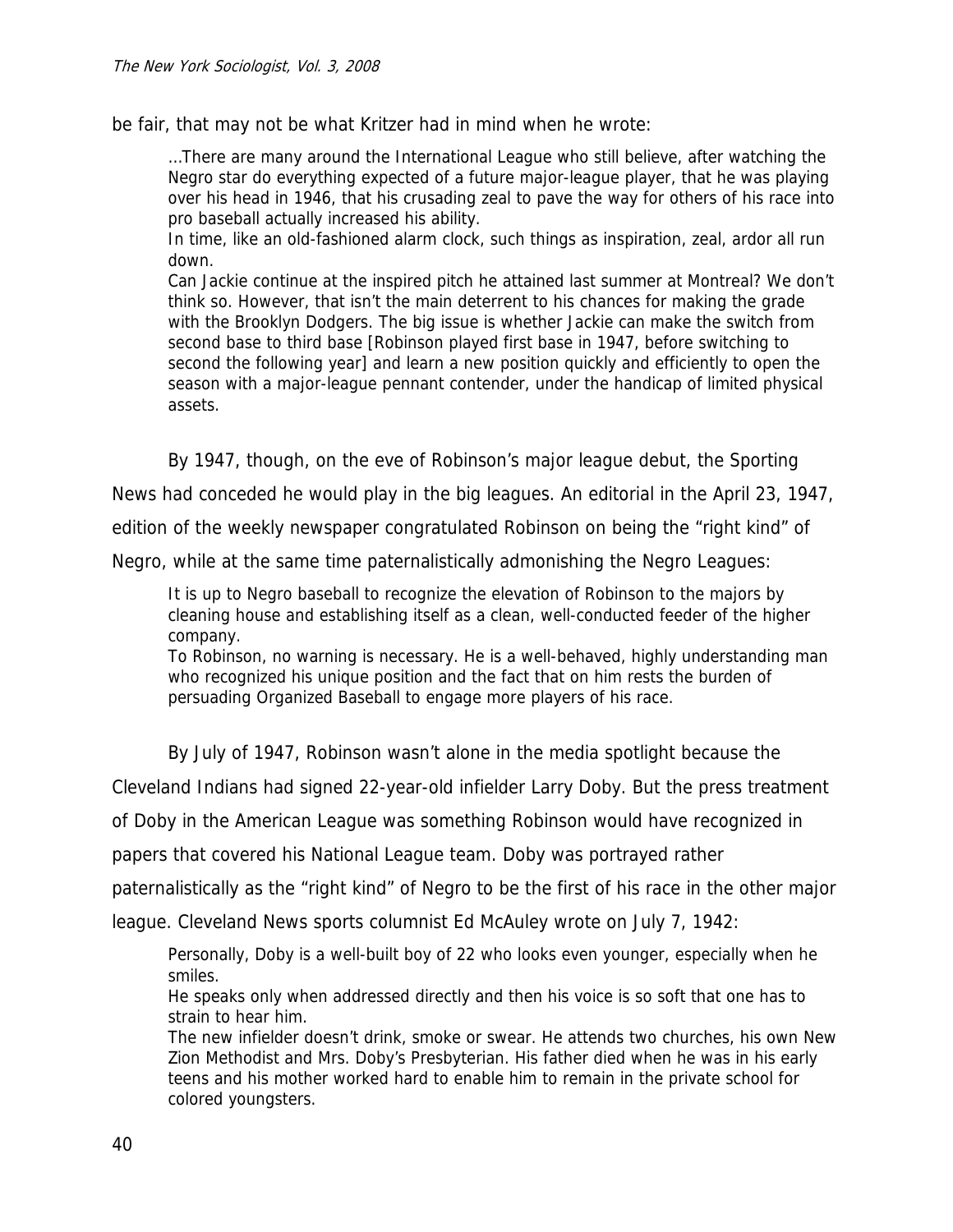be fair, that may not be what Kritzer had in mind when he wrote:

> …There are many around the International League who still believe, after watching the Negro star do everything expected of a future major-league player, that he was playing over his head in 1946, that his crusading zeal to pave the way for others of his race into pro baseball actually increased his ability.
>
> In time, like an old-fashioned alarm clock, such things as inspiration, zeal, ardor all run down.
>
> Can Jackie continue at the inspired pitch he attained last summer at Montreal? We don't think so. However, that isn't the main deterrent to his chances for making the grade with the Brooklyn Dodgers. The big issue is whether Jackie can make the switch from second base to third base [Robinson played first base in 1947, before switching to second the following year] and learn a new position quickly and efficiently to open the season with a major-league pennant contender, under the handicap of limited physical assets.

By 1947, though, on the eve of Robinson's major league debut, the Sporting News had conceded he would play in the big leagues. An editorial in the April 23, 1947, edition of the weekly newspaper congratulated Robinson on being the "right kind" of Negro, while at the same time paternalistically admonishing the Negro Leagues:

> It is up to Negro baseball to recognize the elevation of Robinson to the majors by cleaning house and establishing itself as a clean, well-conducted feeder of the higher company.
>
> To Robinson, no warning is necessary. He is a well-behaved, highly understanding man who recognized his unique position and the fact that on him rests the burden of persuading Organized Baseball to engage more players of his race.

By July of 1947, Robinson wasn't alone in the media spotlight because the Cleveland Indians had signed 22-year-old infielder Larry Doby. But the press treatment of Doby in the American League was something Robinson would have recognized in papers that covered his National League team. Doby was portrayed rather paternalistically as the "right kind" of Negro to be the first of his race in the other major league. Cleveland News sports columnist Ed McAuley wrote on July 7, 1942:

> Personally, Doby is a well-built boy of 22 who looks even younger, especially when he smiles.
>
> He speaks only when addressed directly and then his voice is so soft that one has to strain to hear him.
>
> The new infielder doesn't drink, smoke or swear. He attends two churches, his own New Zion Methodist and Mrs. Doby's Presbyterian. His father died when he was in his early teens and his mother worked hard to enable him to remain in the private school for colored youngsters.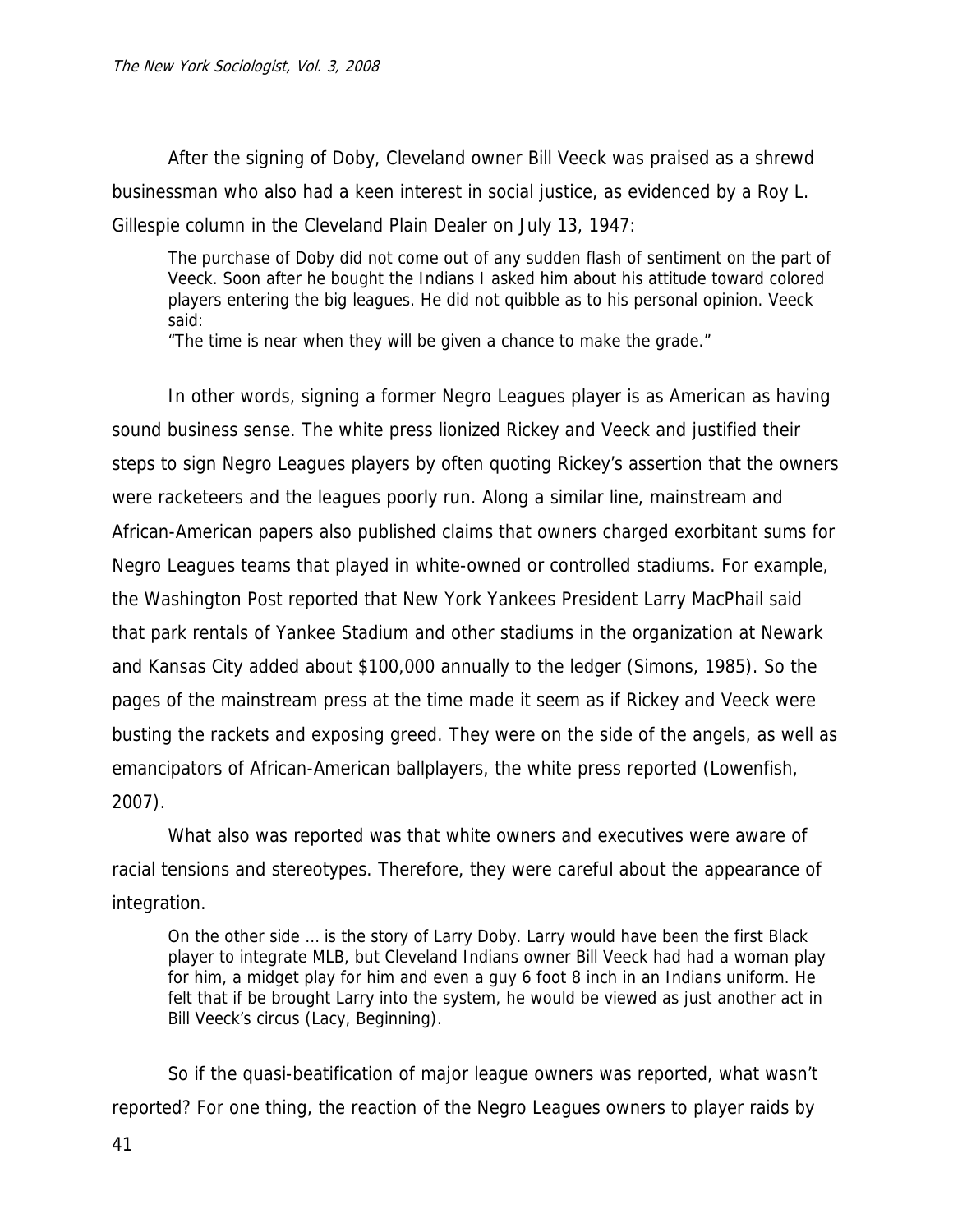After the signing of Doby, Cleveland owner Bill Veeck was praised as a shrewd businessman who also had a keen interest in social justice, as evidenced by a Roy L. Gillespie column in the Cleveland Plain Dealer on July 13, 1947:

> The purchase of Doby did not come out of any sudden flash of sentiment on the part of Veeck. Soon after he bought the Indians I asked him about his attitude toward colored players entering the big leagues. He did not quibble as to his personal opinion. Veeck said:
> "The time is near when they will be given a chance to make the grade."

In other words, signing a former Negro Leagues player is as American as having sound business sense. The white press lionized Rickey and Veeck and justified their steps to sign Negro Leagues players by often quoting Rickey's assertion that the owners were racketeers and the leagues poorly run. Along a similar line, mainstream and African-American papers also published claims that owners charged exorbitant sums for Negro Leagues teams that played in white-owned or controlled stadiums. For example, the Washington Post reported that New York Yankees President Larry MacPhail said that park rentals of Yankee Stadium and other stadiums in the organization at Newark and Kansas City added about $100,000 annually to the ledger (Simons, 1985). So the pages of the mainstream press at the time made it seem as if Rickey and Veeck were busting the rackets and exposing greed. They were on the side of the angels, as well as emancipators of African-American ballplayers, the white press reported (Lowenfish, 2007).

What also was reported was that white owners and executives were aware of racial tensions and stereotypes. Therefore, they were careful about the appearance of integration.

> On the other side ... is the story of Larry Doby. Larry would have been the first Black player to integrate MLB, but Cleveland Indians owner Bill Veeck had had a woman play for him, a midget play for him and even a guy 6 foot 8 inch in an Indians uniform. He felt that if be brought Larry into the system, he would be viewed as just another act in Bill Veeck's circus (Lacy, Beginning).

So if the quasi-beatification of major league owners was reported, what wasn't reported? For one thing, the reaction of the Negro Leagues owners to player raids by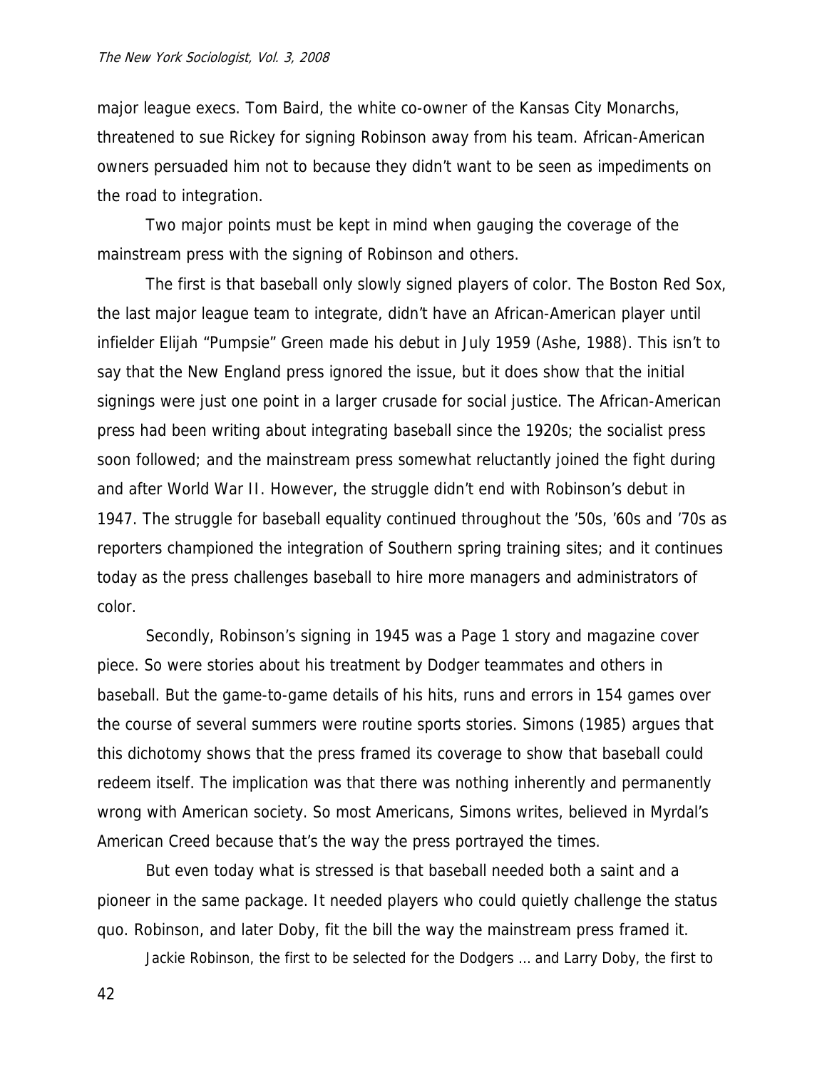major league execs. Tom Baird, the white co-owner of the Kansas City Monarchs, threatened to sue Rickey for signing Robinson away from his team. African-American owners persuaded him not to because they didn't want to be seen as impediments on the road to integration.

Two major points must be kept in mind when gauging the coverage of the mainstream press with the signing of Robinson and others.

The first is that baseball only slowly signed players of color. The Boston Red Sox, the last major league team to integrate, didn't have an African-American player until infielder Elijah "Pumpsie" Green made his debut in July 1959 (Ashe, 1988). This isn't to say that the New England press ignored the issue, but it does show that the initial signings were just one point in a larger crusade for social justice. The African-American press had been writing about integrating baseball since the 1920s; the socialist press soon followed; and the mainstream press somewhat reluctantly joined the fight during and after World War II. However, the struggle didn't end with Robinson's debut in 1947. The struggle for baseball equality continued throughout the '50s, '60s and '70s as reporters championed the integration of Southern spring training sites; and it continues today as the press challenges baseball to hire more managers and administrators of color.

Secondly, Robinson's signing in 1945 was a Page 1 story and magazine cover piece. So were stories about his treatment by Dodger teammates and others in baseball. But the game-to-game details of his hits, runs and errors in 154 games over the course of several summers were routine sports stories. Simons (1985) argues that this dichotomy shows that the press framed its coverage to show that baseball could redeem itself. The implication was that there was nothing inherently and permanently wrong with American society. So most Americans, Simons writes, believed in Myrdal's American Creed because that's the way the press portrayed the times.

But even today what is stressed is that baseball needed both a saint and a pioneer in the same package. It needed players who could quietly challenge the status quo. Robinson, and later Doby, fit the bill the way the mainstream press framed it.

> Jackie Robinson, the first to be selected for the Dodgers … and Larry Doby, the first to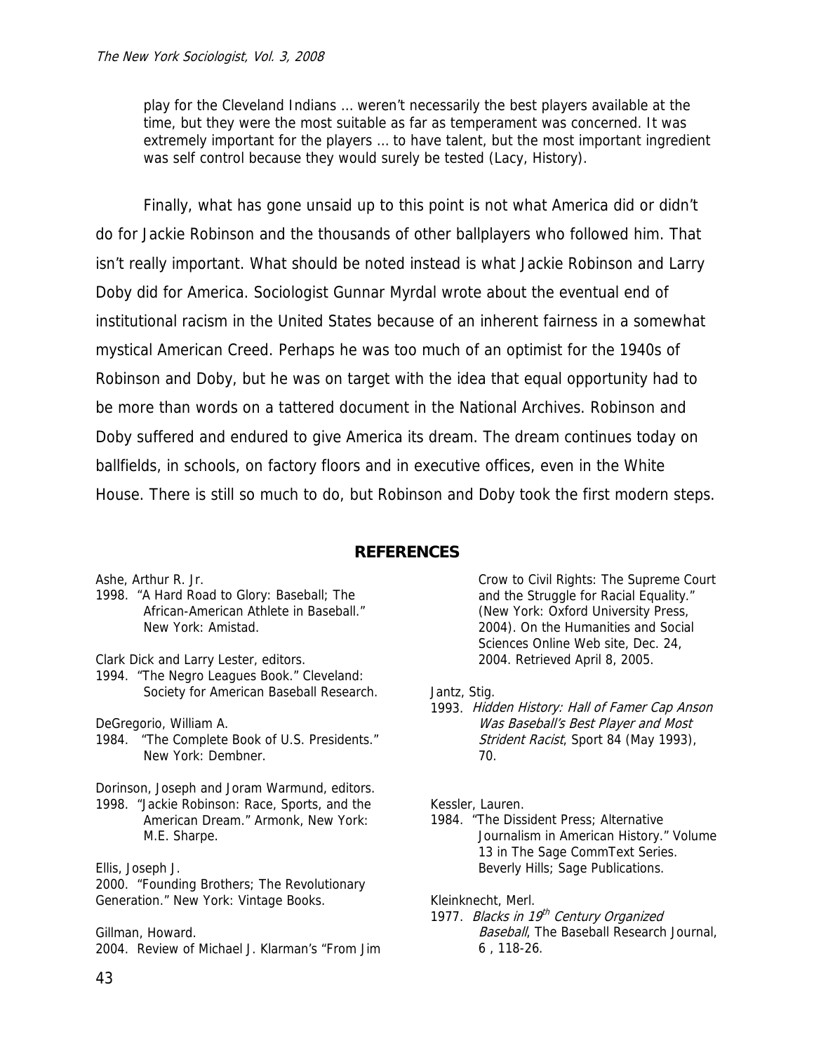> play for the Cleveland Indians … weren't necessarily the best players available at the time, but they were the most suitable as far as temperament was concerned. It was extremely important for the players … to have talent, but the most important ingredient was self control because they would surely be tested (Lacy, History).

Finally, what has gone unsaid up to this point is not what America did or didn't do for Jackie Robinson and the thousands of other ballplayers who followed him. That isn't really important. What should be noted instead is what Jackie Robinson and Larry Doby did for America. Sociologist Gunnar Myrdal wrote about the eventual end of institutional racism in the United States because of an inherent fairness in a somewhat mystical American Creed. Perhaps he was too much of an optimist for the 1940s of Robinson and Doby, but he was on target with the idea that equal opportunity had to be more than words on a tattered document in the National Archives. Robinson and Doby suffered and endured to give America its dream. The dream continues today on ballfields, in schools, on factory floors and in executive offices, even in the White House. There is still so much to do, but Robinson and Doby took the first modern steps.

## REFERENCES

Ashe, Arthur R. Jr.
1998. "A Hard Road to Glory: Baseball; The African-American Athlete in Baseball." New York: Amistad.

Clark Dick and Larry Lester, editors.
1994. "The Negro Leagues Book." Cleveland: Society for American Baseball Research.

DeGregorio, William A.
1984. "The Complete Book of U.S. Presidents." New York: Dembner.

Dorinson, Joseph and Joram Warmund, editors.
1998. "Jackie Robinson: Race, Sports, and the American Dream." Armonk, New York: M.E. Sharpe.

Ellis, Joseph J.
2000. "Founding Brothers; The Revolutionary Generation." New York: Vintage Books.

Gillman, Howard.
2004. Review of Michael J. Klarman's "From Jim Crow to Civil Rights: The Supreme Court and the Struggle for Racial Equality." (New York: Oxford University Press, 2004). On the Humanities and Social Sciences Online Web site, Dec. 24, 2004. Retrieved April 8, 2005.

Jantz, Stig.
1993. *Hidden History: Hall of Famer Cap Anson Was Baseball's Best Player and Most Strident Racist*, Sport 84 (May 1993), 70.

Kessler, Lauren.
1984. "The Dissident Press; Alternative Journalism in American History." Volume 13 in The Sage CommText Series. Beverly Hills; Sage Publications.

Kleinknecht, Merl.
1977. *Blacks in 19th Century Organized Baseball*, The Baseball Research Journal, 6 , 118-26.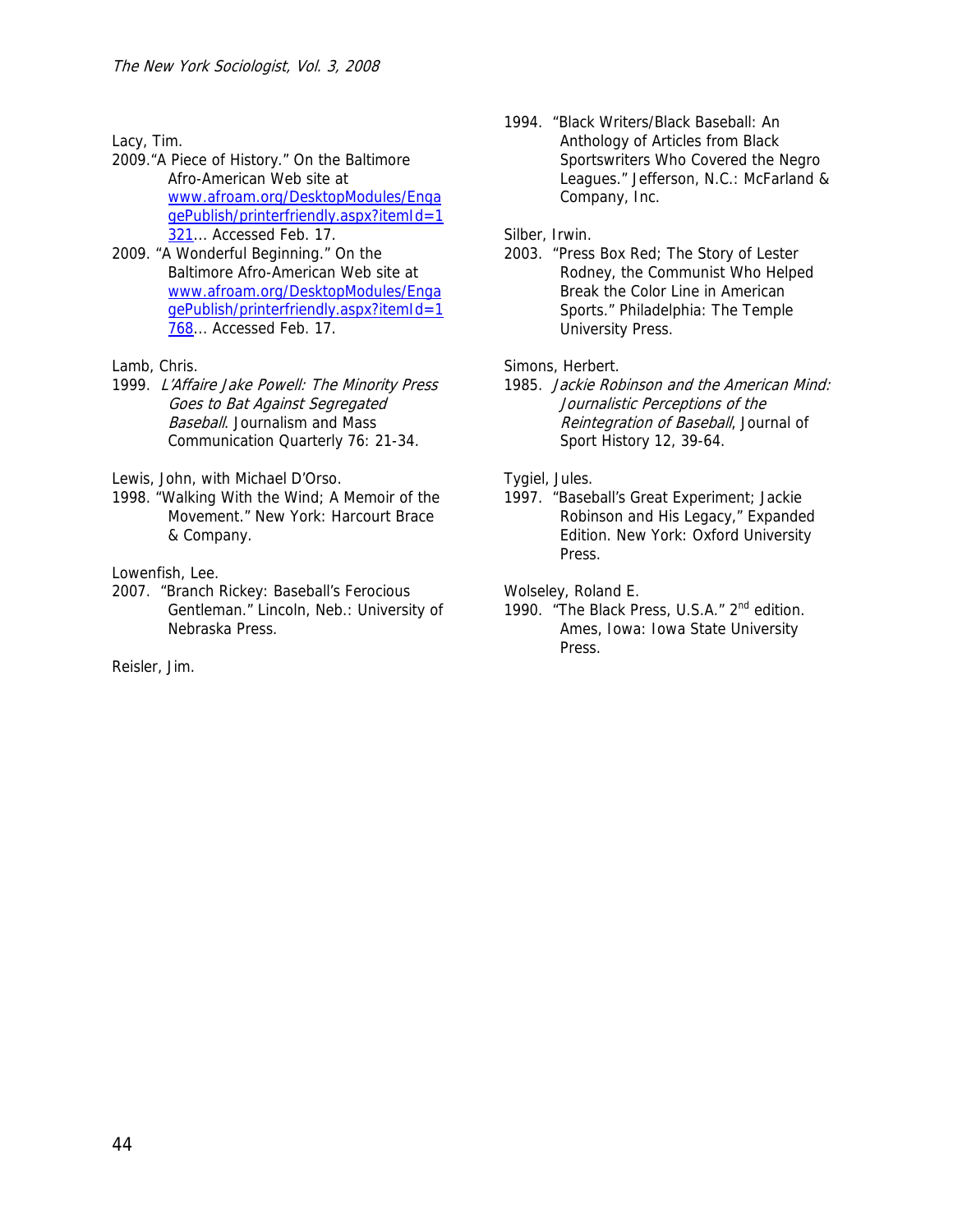Lacy, Tim.

2009."A Piece of History." On the Baltimore Afro-American Web site at www.afroam.org/DesktopModules/EngagePublish/printerfriendly.aspx?itemId=1321... Accessed Feb. 17.

2009. "A Wonderful Beginning." On the Baltimore Afro-American Web site at www.afroam.org/DesktopModules/EngagePublish/printerfriendly.aspx?itemId=1768... Accessed Feb. 17.

Lamb, Chris.

1999. *L'Affaire Jake Powell: The Minority Press Goes to Bat Against Segregated Baseball*. Journalism and Mass Communication Quarterly 76: 21-34.

Lewis, John, with Michael D'Orso.

1998. "Walking With the Wind; A Memoir of the Movement." New York: Harcourt Brace & Company.

Lowenfish, Lee.

2007. "Branch Rickey: Baseball's Ferocious Gentleman." Lincoln, Neb.: University of Nebraska Press.

Reisler, Jim.

1994. "Black Writers/Black Baseball: An Anthology of Articles from Black Sportswriters Who Covered the Negro Leagues." Jefferson, N.C.: McFarland & Company, Inc.

Silber, Irwin.

2003. "Press Box Red; The Story of Lester Rodney, the Communist Who Helped Break the Color Line in American Sports." Philadelphia: The Temple University Press.

Simons, Herbert.

1985. *Jackie Robinson and the American Mind: Journalistic Perceptions of the Reintegration of Baseball*, Journal of Sport History 12, 39-64.

Tygiel, Jules.

1997. "Baseball's Great Experiment; Jackie Robinson and His Legacy," Expanded Edition. New York: Oxford University Press.

Wolseley, Roland E.

1990. "The Black Press, U.S.A." 2nd edition. Ames, Iowa: Iowa State University Press.